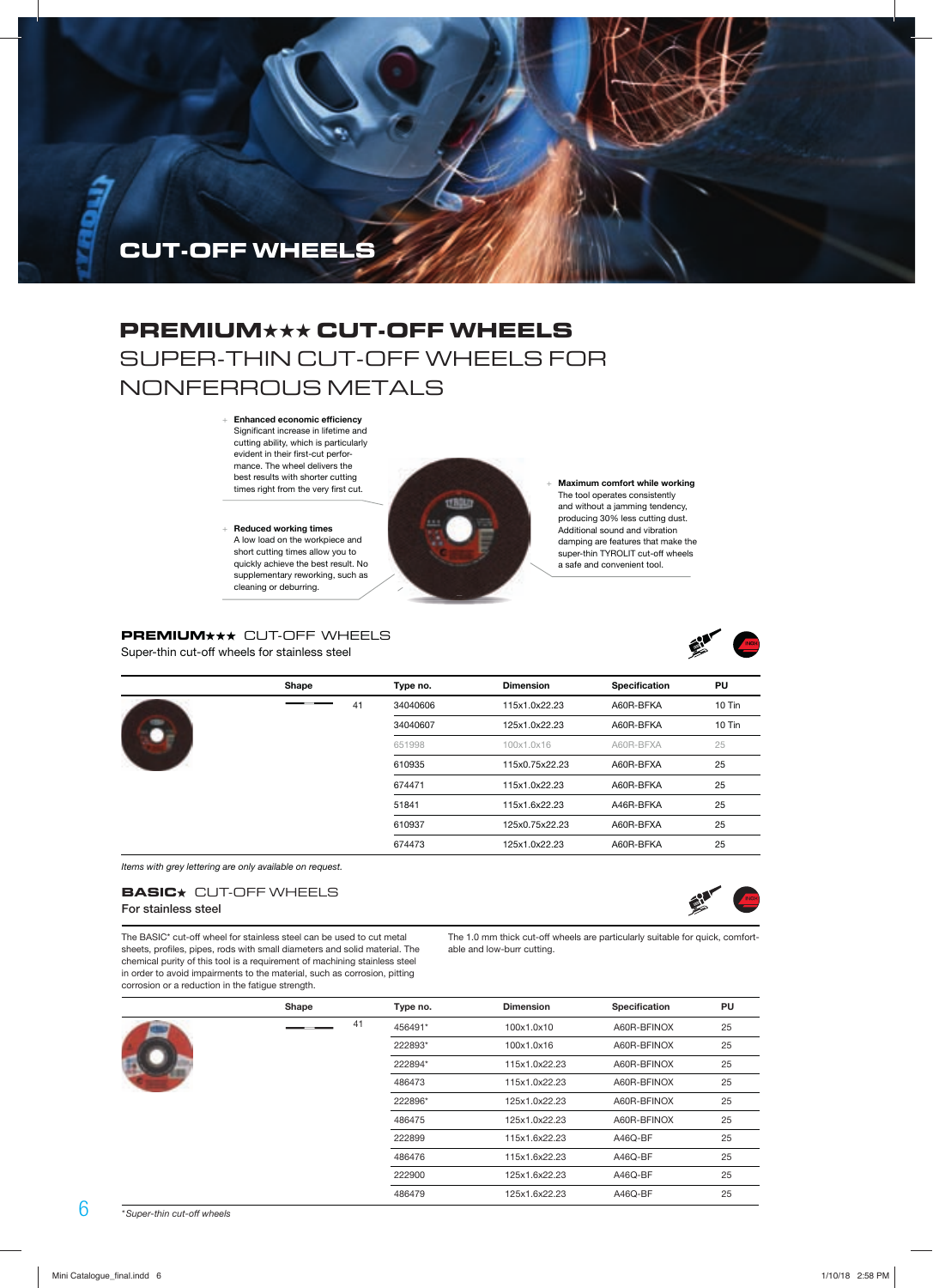# CUT-OFF WHEELS

## PREMIUM★★★ CUT-OFF WHEELS
SUPER-THIN CUT-OFF WHEELS FOR NONFERROUS METALS

+ **Enhanced economic efficiency**
  Significant increase in lifetime and cutting ability, which is particularly evident in their first-cut performance. The wheel delivers the best results with shorter cutting times right from the very first cut.

+ **Reduced working times**
  A low load on the workpiece and short cutting times allow you to quickly achieve the best result. No supplementary reworking, such as cleaning or deburring.

+ **Maximum comfort while working**
  The tool operates consistently and without a jamming tendency, producing 30% less cutting dust. Additional sound and vibration damping are features that make the super-thin TYROLIT cut-off wheels a safe and convenient tool.

### PREMIUM★★★ CUT-OFF WHEELS
Super-thin cut-off wheels for stainless steel

| Shape | | Type no. | Dimension | Specification | PU |
|---|---|---|---|---|---|
| | 41 | 34040606 | 115x1.0x22.23 | A60R-BFKA | 10 Tin |
| | | 34040607 | 125x1.0x22.23 | A60R-BFKA | 10 Tin |
| | | 651998 | 100x1.0x16 | A60R-BFXA | 25 |
| | | 610935 | 115x0.75x22.23 | A60R-BFXA | 25 |
| | | 674471 | 115x1.0x22.23 | A60R-BFKA | 25 |
| | | 51841 | 115x1.6x22.23 | A46R-BFKA | 25 |
| | | 610937 | 125x0.75x22.23 | A60R-BFXA | 25 |
| | | 674473 | 125x1.0x22.23 | A60R-BFKA | 25 |

*Items with grey lettering are only available on request.*

### BASIC★ CUT-OFF WHEELS
For stainless steel

The BASIC* cut-off wheel for stainless steel can be used to cut metal sheets, profiles, pipes, rods with small diameters and solid material. The chemical purity of this tool is a requirement of machining stainless steel in order to avoid impairments to the material, such as corrosion, pitting corrosion or a reduction in the fatigue strength.

The 1.0 mm thick cut-off wheels are particularly suitable for quick, comfortable and low-burr cutting.

| Shape | | Type no. | Dimension | Specification | PU |
|---|---|---|---|---|---|
| | 41 | 456491* | 100x1.0x10 | A60R-BFINOX | 25 |
| | | 222893* | 100x1.0x16 | A60R-BFINOX | 25 |
| | | 222894* | 115x1.0x22.23 | A60R-BFINOX | 25 |
| | | 486473 | 115x1.0x22.23 | A60R-BFINOX | 25 |
| | | 222896* | 125x1.0x22.23 | A60R-BFINOX | 25 |
| | | 486475 | 125x1.0x22.23 | A60R-BFINOX | 25 |
| | | 222899 | 115x1.6x22.23 | A46Q-BF | 25 |
| | | 486476 | 115x1.6x22.23 | A46Q-BF | 25 |
| | | 222900 | 125x1.6x22.23 | A46Q-BF | 25 |
| | | 486479 | 125x1.6x22.23 | A46Q-BF | 25 |

*\*Super-thin cut-off wheels*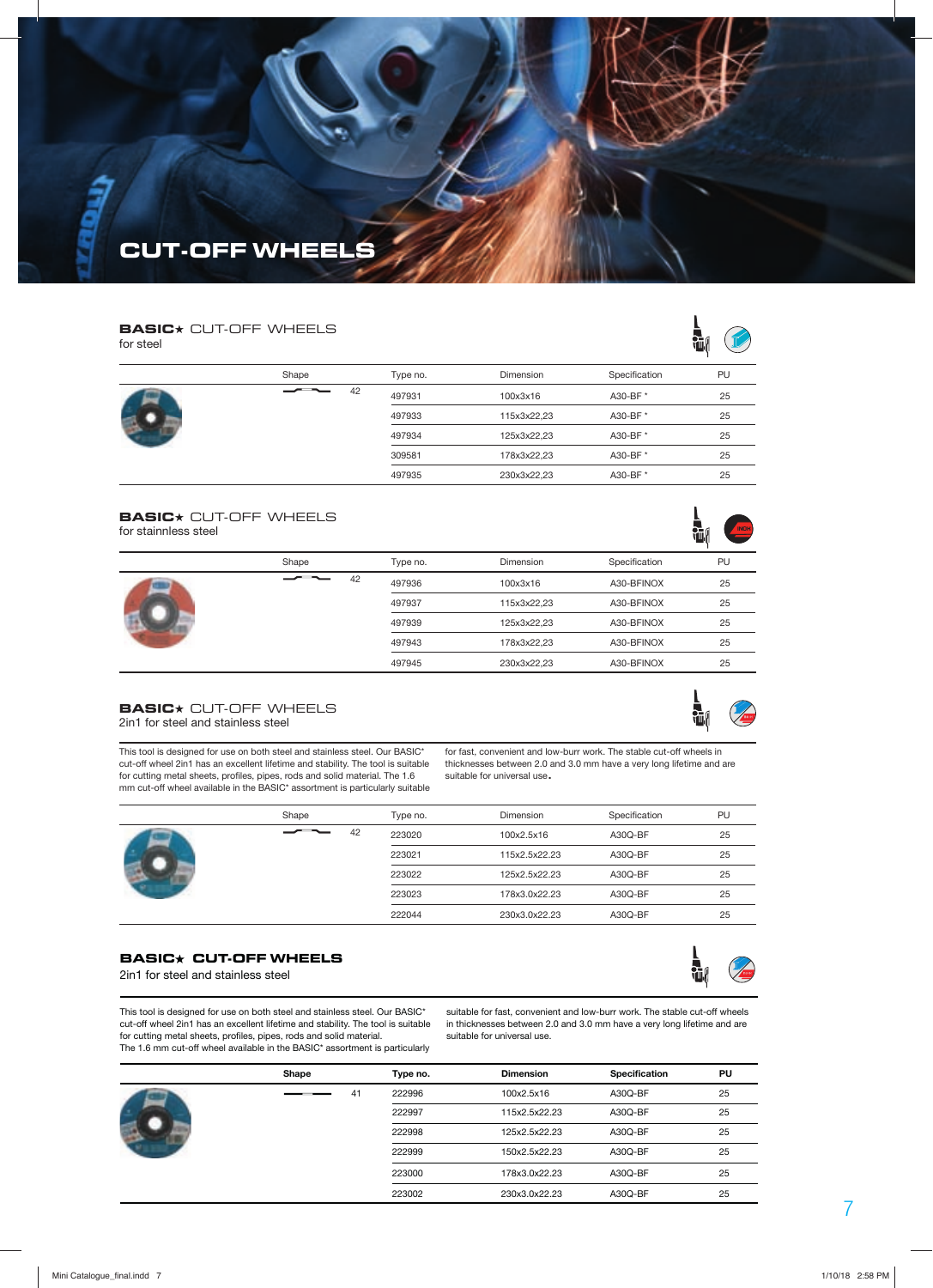# CUT-OFF WHEELS

## BASIC★ CUT-OFF WHEELS
for steel

| Shape | | Type no. | Dimension | Specification | PU |
|---|---|---|---|---|---|
| | 42 | 497931 | 100x3x16 | A30-BF * | 25 |
| | | 497933 | 115x3x22,23 | A30-BF * | 25 |
| | | 497934 | 125x3x22,23 | A30-BF * | 25 |
| | | 309581 | 178x3x22,23 | A30-BF * | 25 |
| | | 497935 | 230x3x22,23 | A30-BF * | 25 |

## BASIC★ CUT-OFF WHEELS
for stainnless steel

| Shape | | Type no. | Dimension | Specification | PU |
|---|---|---|---|---|---|
| | 42 | 497936 | 100x3x16 | A30-BFINOX | 25 |
| | | 497937 | 115x3x22,23 | A30-BFINOX | 25 |
| | | 497939 | 125x3x22,23 | A30-BFINOX | 25 |
| | | 497943 | 178x3x22,23 | A30-BFINOX | 25 |
| | | 497945 | 230x3x22,23 | A30-BFINOX | 25 |

## BASIC★ CUT-OFF WHEELS
2in1 for steel and stainless steel

This tool is designed for use on both steel and stainless steel. Our BASIC* cut-off wheel 2in1 has an excellent lifetime and stability. The tool is suitable for cutting metal sheets, profiles, pipes, rods and solid material. The 1.6 mm cut-off wheel available in the BASIC* assortment is particularly suitable for fast, convenient and low-burr work. The stable cut-off wheels in thicknesses between 2.0 and 3.0 mm have a very long lifetime and are suitable for universal use.

| Shape | | Type no. | Dimension | Specification | PU |
|---|---|---|---|---|---|
| | 42 | 223020 | 100x2.5x16 | A30Q-BF | 25 |
| | | 223021 | 115x2.5x22.23 | A30Q-BF | 25 |
| | | 223022 | 125x2.5x22.23 | A30Q-BF | 25 |
| | | 223023 | 178x3.0x22.23 | A30Q-BF | 25 |
| | | 222044 | 230x3.0x22.23 | A30Q-BF | 25 |

## BASIC★ CUT-OFF WHEELS
2in1 for steel and stainless steel

This tool is designed for use on both steel and stainless steel. Our BASIC* cut-off wheel 2in1 has an excellent lifetime and stability. The tool is suitable for cutting metal sheets, profiles, pipes, rods and solid material. The 1.6 mm cut-off wheel available in the BASIC* assortment is particularly suitable for fast, convenient and low-burr work. The stable cut-off wheels in thicknesses between 2.0 and 3.0 mm have a very long lifetime and are suitable for universal use.

| Shape | | Type no. | Dimension | Specification | PU |
|---|---|---|---|---|---|
| | 41 | 222996 | 100x2.5x16 | A30Q-BF | 25 |
| | | 222997 | 115x2.5x22.23 | A30Q-BF | 25 |
| | | 222998 | 125x2.5x22.23 | A30Q-BF | 25 |
| | | 222999 | 150x2.5x22.23 | A30Q-BF | 25 |
| | | 223000 | 178x3.0x22.23 | A30Q-BF | 25 |
| | | 223002 | 230x3.0x22.23 | A30Q-BF | 25 |